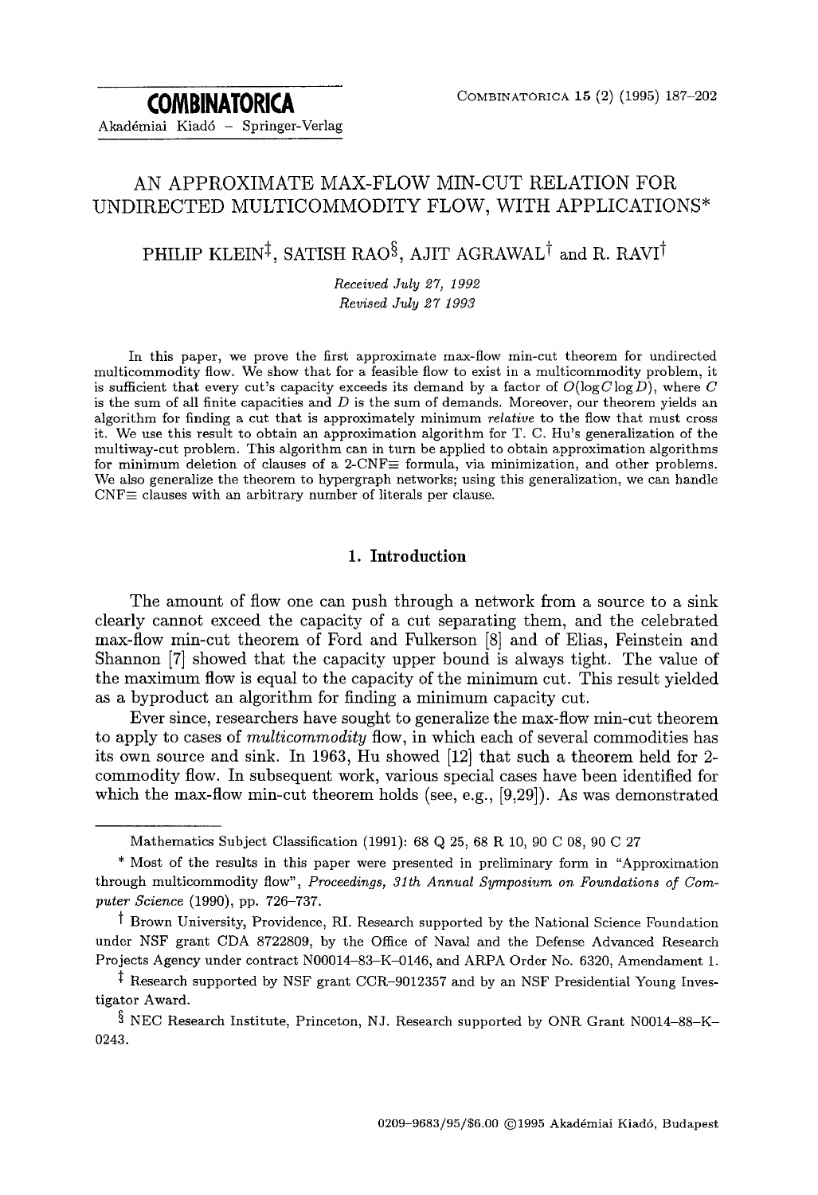# AN APPROXIMATE MAX-FLOW MIN-CUT RELATION FOR UNDIRECTED MULTICOMMODITY FLOW, WITH APPLICATIONS*

PHILIP KLEIN[‡], SATISH RAO[§], AJIT AGRAWAL[†] and R. RAVI[†]

*Received July 27, 1992*
*Revised July 27 1993*

In this paper, we prove the first approximate max-flow min-cut theorem for undirected multicommodity flow. We show that for a feasible flow to exist in a multicommodity problem, it is sufficient that every cut's capacity exceeds its demand by a factor of $O(\log C \log D)$, where $C$ is the sum of all finite capacities and $D$ is the sum of demands. Moreover, our theorem yields an algorithm for finding a cut that is approximately minimum *relative* to the flow that must cross it. We use this result to obtain an approximation algorithm for T. C. Hu's generalization of the multiway-cut problem. This algorithm can in turn be applied to obtain approximation algorithms for minimum deletion of clauses of a 2-CNF≡ formula, via minimization, and other problems. We also generalize the theorem to hypergraph networks; using this generalization, we can handle CNF≡ clauses with an arbitrary number of literals per clause.

## 1. Introduction

The amount of flow one can push through a network from a source to a sink clearly cannot exceed the capacity of a cut separating them, and the celebrated max-flow min-cut theorem of Ford and Fulkerson [8] and of Elias, Feinstein and Shannon [7] showed that the capacity upper bound is always tight. The value of the maximum flow is equal to the capacity of the minimum cut. This result yielded as a byproduct an algorithm for finding a minimum capacity cut.

Ever since, researchers have sought to generalize the max-flow min-cut theorem to apply to cases of *multicommodity* flow, in which each of several commodities has its own source and sink. In 1963, Hu showed [12] that such a theorem held for 2-commodity flow. In subsequent work, various special cases have been identified for which the max-flow min-cut theorem holds (see, e.g., [9,29]). As was demonstrated

---

Mathematics Subject Classification (1991): 68 Q 25, 68 R 10, 90 C 08, 90 C 27

\* Most of the results in this paper were presented in preliminary form in "Approximation through multicommodity flow", *Proceedings, 31th Annual Symposium on Foundations of Computer Science* (1990), pp. 726–737.

† Brown University, Providence, RI. Research supported by the National Science Foundation under NSF grant CDA 8722809, by the Office of Naval and the Defense Advanced Research Projects Agency under contract N00014–83–K–0146, and ARPA Order No. 6320, Amendament 1.

‡ Research supported by NSF grant CCR–9012357 and by an NSF Presidential Young Investigator Award.

§ NEC Research Institute, Princeton, NJ. Research supported by ONR Grant N0014–88–K–0243.

0209–9683/95/$6.00 ©1995 Akadémiai Kiadó, Budapest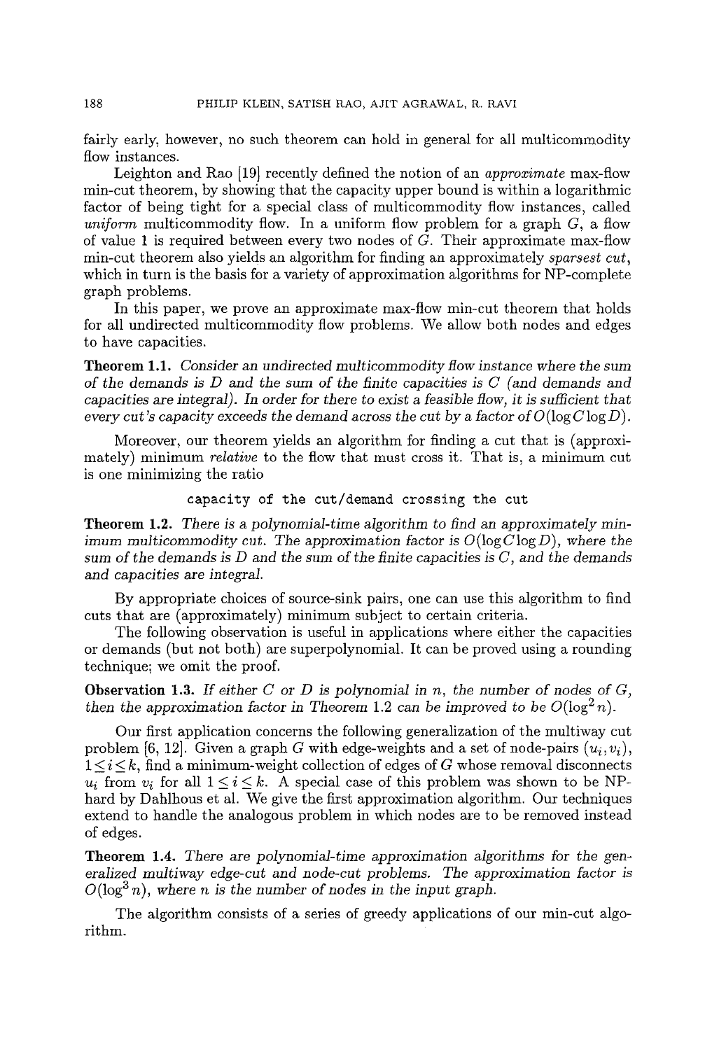fairly early, however, no such theorem can hold in general for all multicommodity flow instances.

Leighton and Rao [19] recently defined the notion of an *approximate* max-flow min-cut theorem, by showing that the capacity upper bound is within a logarithmic factor of being tight for a special class of multicommodity flow instances, called *uniform* multicommodity flow. In a uniform flow problem for a graph $G$, a flow of value 1 is required between every two nodes of $G$. Their approximate max-flow min-cut theorem also yields an algorithm for finding an approximately *sparsest cut*, which in turn is the basis for a variety of approximation algorithms for NP-complete graph problems.

In this paper, we prove an approximate max-flow min-cut theorem that holds for all undirected multicommodity flow problems. We allow both nodes and edges to have capacities.

**Theorem 1.1.** *Consider an undirected multicommodity flow instance where the sum of the demands is $D$ and the sum of the finite capacities is $C$ (and demands and capacities are integral). In order for there to exist a feasible flow, it is sufficient that every cut's capacity exceeds the demand across the cut by a factor of $O(\log C \log D)$.*

Moreover, our theorem yields an algorithm for finding a cut that is (approximately) minimum *relative* to the flow that must cross it. That is, a minimum cut is one minimizing the ratio

```
capacity of the cut/demand crossing the cut
```

**Theorem 1.2.** *There is a polynomial-time algorithm to find an approximately minimum multicommodity cut. The approximation factor is $O(\log C \log D)$, where the sum of the demands is $D$ and the sum of the finite capacities is $C$, and the demands and capacities are integral.*

By appropriate choices of source-sink pairs, one can use this algorithm to find cuts that are (approximately) minimum subject to certain criteria.

The following observation is useful in applications where either the capacities or demands (but not both) are superpolynomial. It can be proved using a rounding technique; we omit the proof.

**Observation 1.3.** *If either $C$ or $D$ is polynomial in $n$, the number of nodes of $G$, then the approximation factor in Theorem 1.2 can be improved to be $O(\log^2 n)$.*

Our first application concerns the following generalization of the multiway cut problem [6, 12]. Given a graph $G$ with edge-weights and a set of node-pairs $(u_i, v_i)$, $1 \le i \le k$, find a minimum-weight collection of edges of $G$ whose removal disconnects $u_i$ from $v_i$ for all $1 \le i \le k$. A special case of this problem was shown to be NP-hard by Dahlhous et al. We give the first approximation algorithm. Our techniques extend to handle the analogous problem in which nodes are to be removed instead of edges.

**Theorem 1.4.** *There are polynomial-time approximation algorithms for the generalized multiway edge-cut and node-cut problems. The approximation factor is $O(\log^3 n)$, where $n$ is the number of nodes in the input graph.*

The algorithm consists of a series of greedy applications of our min-cut algorithm.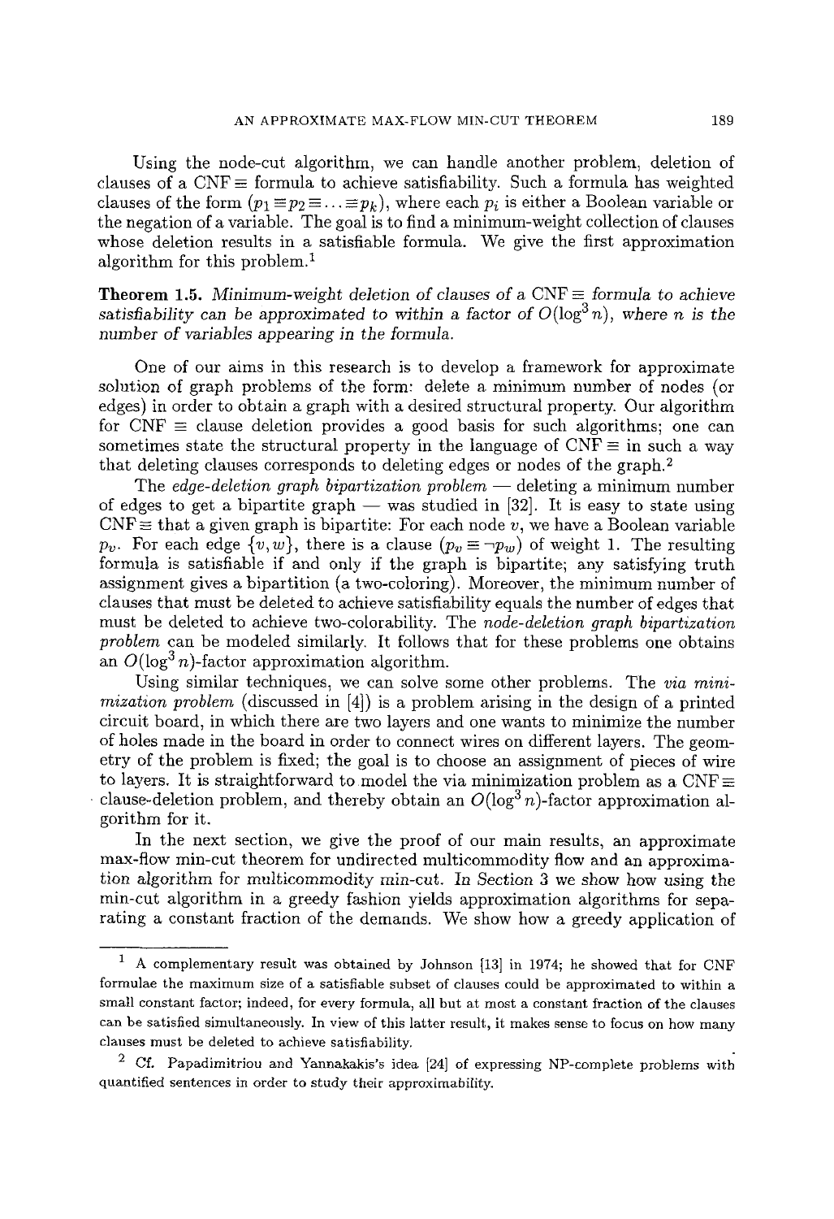Using the node-cut algorithm, we can handle another problem, deletion of clauses of a CNF$\equiv$ formula to achieve satisfiability. Such a formula has weighted clauses of the form $(p_1 \equiv p_2 \equiv \ldots \equiv p_k)$, where each $p_i$ is either a Boolean variable or the negation of a variable. The goal is to find a minimum-weight collection of clauses whose deletion results in a satisfiable formula. We give the first approximation algorithm for this problem.[1]

**Theorem 1.5.** *Minimum-weight deletion of clauses of a* CNF$\equiv$ *formula to achieve satisfiability can be approximated to within a factor of* $O(\log^3 n)$*, where* $n$ *is the number of variables appearing in the formula.*

One of our aims in this research is to develop a framework for approximate solution of graph problems of the form: delete a minimum number of nodes (or edges) in order to obtain a graph with a desired structural property. Our algorithm for CNF $\equiv$ clause deletion provides a good basis for such algorithms; one can sometimes state the structural property in the language of CNF $\equiv$ in such a way that deleting clauses corresponds to deleting edges or nodes of the graph.[2]

The *edge-deletion graph bipartization problem* — deleting a minimum number of edges to get a bipartite graph — was studied in [32]. It is easy to state using CNF$\equiv$ that a given graph is bipartite: For each node $v$, we have a Boolean variable $p_v$. For each edge $\{v, w\}$, there is a clause $(p_v \equiv \neg p_w)$ of weight 1. The resulting formula is satisfiable if and only if the graph is bipartite; any satisfying truth assignment gives a bipartition (a two-coloring). Moreover, the minimum number of clauses that must be deleted to achieve satisfiability equals the number of edges that must be deleted to achieve two-colorability. The *node-deletion graph bipartization problem* can be modeled similarly. It follows that for these problems one obtains an $O(\log^3 n)$-factor approximation algorithm.

Using similar techniques, we can solve some other problems. The *via minimization problem* (discussed in [4]) is a problem arising in the design of a printed circuit board, in which there are two layers and one wants to minimize the number of holes made in the board in order to connect wires on different layers. The geometry of the problem is fixed; the goal is to choose an assignment of pieces of wire to layers. It is straightforward to model the via minimization problem as a CNF$\equiv$ clause-deletion problem, and thereby obtain an $O(\log^3 n)$-factor approximation algorithm for it.

In the next section, we give the proof of our main results, an approximate max-flow min-cut theorem for undirected multicommodity flow and an approximation algorithm for multicommodity min-cut. In Section 3 we show how using the min-cut algorithm in a greedy fashion yields approximation algorithms for separating a constant fraction of the demands. We show how a greedy application of

---

[1] A complementary result was obtained by Johnson [13] in 1974; he showed that for CNF formulae the maximum size of a satisfiable subset of clauses could be approximated to within a small constant factor; indeed, for every formula, all but at most a constant fraction of the clauses can be satisfied simultaneously. In view of this latter result, it makes sense to focus on how many clauses must be deleted to achieve satisfiability.

[2] Cf. Papadimitriou and Yannakakis's idea [24] of expressing NP-complete problems with quantified sentences in order to study their approximability.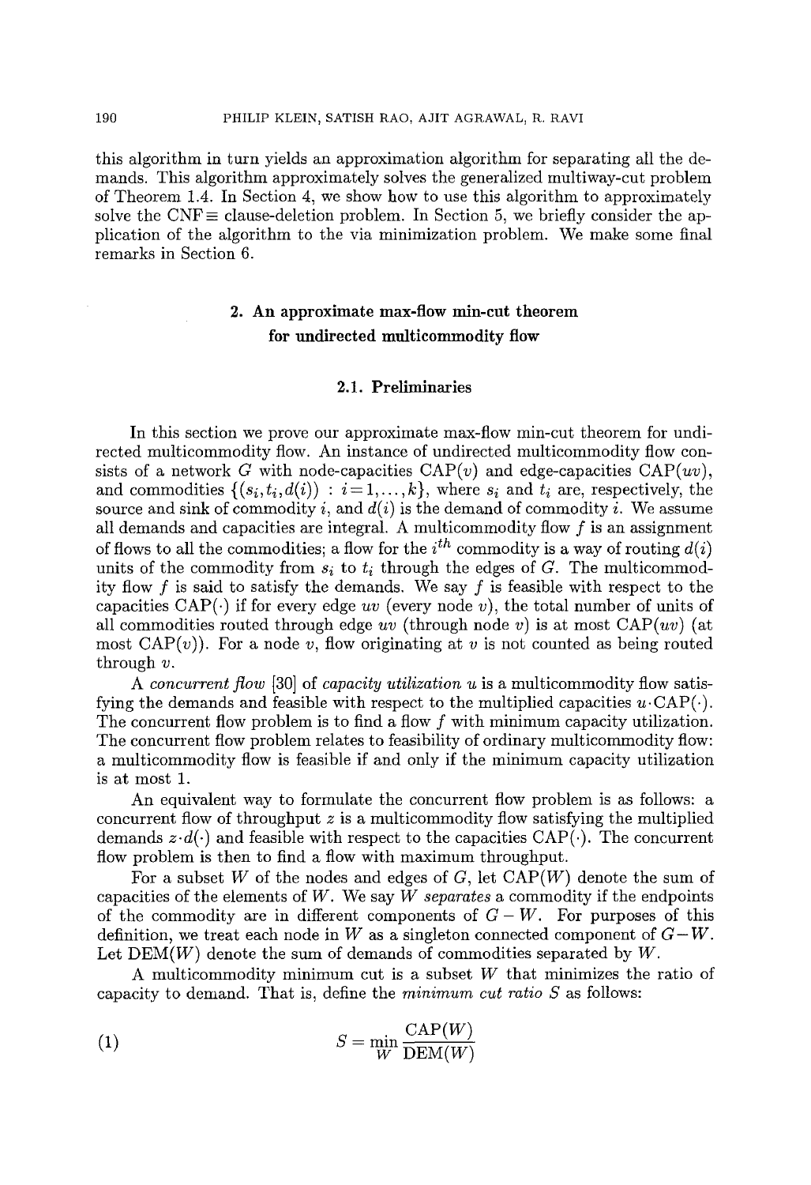this algorithm in turn yields an approximation algorithm for separating all the demands. This algorithm approximately solves the generalized multiway-cut problem of Theorem 1.4. In Section 4, we show how to use this algorithm to approximately solve the CNF$\equiv$ clause-deletion problem. In Section 5, we briefly consider the application of the algorithm to the via minimization problem. We make some final remarks in Section 6.

## 2. An approximate max-flow min-cut theorem for undirected multicommodity flow

### 2.1. Preliminaries

In this section we prove our approximate max-flow min-cut theorem for undirected multicommodity flow. An instance of undirected multicommodity flow consists of a network $G$ with node-capacities $\mathrm{CAP}(v)$ and edge-capacities $\mathrm{CAP}(uv)$, and commodities $\{(s_i, t_i, d(i)) : i = 1, \ldots, k\}$, where $s_i$ and $t_i$ are, respectively, the source and sink of commodity $i$, and $d(i)$ is the demand of commodity $i$. We assume all demands and capacities are integral. A multicommodity flow $f$ is an assignment of flows to all the commodities; a flow for the $i^{th}$ commodity is a way of routing $d(i)$ units of the commodity from $s_i$ to $t_i$ through the edges of $G$. The multicommodity flow $f$ is said to satisfy the demands. We say $f$ is feasible with respect to the capacities $\mathrm{CAP}(\cdot)$ if for every edge $uv$ (every node $v$), the total number of units of all commodities routed through edge $uv$ (through node $v$) is at most $\mathrm{CAP}(uv)$ (at most $\mathrm{CAP}(v)$). For a node $v$, flow originating at $v$ is not counted as being routed through $v$.

A *concurrent flow* [30] of *capacity utilization* $u$ is a multicommodity flow satisfying the demands and feasible with respect to the multiplied capacities $u \cdot \mathrm{CAP}(\cdot)$. The concurrent flow problem is to find a flow $f$ with minimum capacity utilization. The concurrent flow problem relates to feasibility of ordinary multicommodity flow: a multicommodity flow is feasible if and only if the minimum capacity utilization is at most 1.

An equivalent way to formulate the concurrent flow problem is as follows: a concurrent flow of throughput $z$ is a multicommodity flow satisfying the multiplied demands $z \cdot d(\cdot)$ and feasible with respect to the capacities $\mathrm{CAP}(\cdot)$. The concurrent flow problem is then to find a flow with maximum throughput.

For a subset $W$ of the nodes and edges of $G$, let $\mathrm{CAP}(W)$ denote the sum of capacities of the elements of $W$. We say $W$ *separates* a commodity if the endpoints of the commodity are in different components of $G - W$. For purposes of this definition, we treat each node in $W$ as a singleton connected component of $G - W$. Let $\mathrm{DEM}(W)$ denote the sum of demands of commodities separated by $W$.

A multicommodity minimum cut is a subset $W$ that minimizes the ratio of capacity to demand. That is, define the *minimum cut ratio* $S$ as follows:

$$S = \min_{W} \frac{\mathrm{CAP}(W)}{\mathrm{DEM}(W)} \tag{1}$$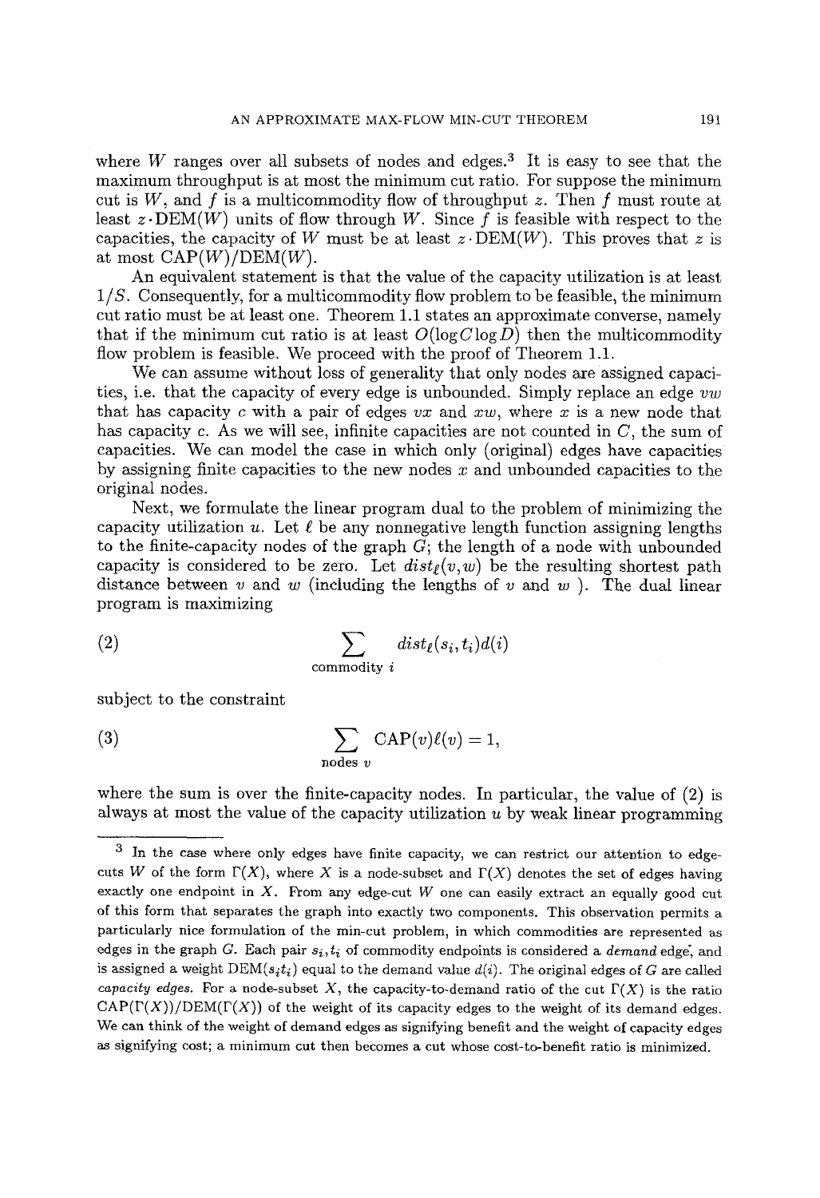where $W$ ranges over all subsets of nodes and edges.[3] It is easy to see that the maximum throughput is at most the minimum cut ratio. For suppose the minimum cut is $W$, and $f$ is a multicommodity flow of throughput $z$. Then $f$ must route at least $z \cdot \text{DEM}(W)$ units of flow through $W$. Since $f$ is feasible with respect to the capacities, the capacity of $W$ must be at least $z \cdot \text{DEM}(W)$. This proves that $z$ is at most $\text{CAP}(W)/\text{DEM}(W)$.

An equivalent statement is that the value of the capacity utilization is at least $1/S$. Consequently, for a multicommodity flow problem to be feasible, the minimum cut ratio must be at least one. Theorem 1.1 states an approximate converse, namely that if the minimum cut ratio is at least $O(\log C \log D)$ then the multicommodity flow problem is feasible. We proceed with the proof of Theorem 1.1.

We can assume without loss of generality that only nodes are assigned capacities, i.e. that the capacity of every edge is unbounded. Simply replace an edge $vw$ that has capacity $c$ with a pair of edges $vx$ and $xw$, where $x$ is a new node that has capacity $c$. As we will see, infinite capacities are not counted in $C$, the sum of capacities. We can model the case in which only (original) edges have capacities by assigning finite capacities to the new nodes $x$ and unbounded capacities to the original nodes.

Next, we formulate the linear program dual to the problem of minimizing the capacity utilization $u$. Let $\ell$ be any nonnegative length function assigning lengths to the finite-capacity nodes of the graph $G$; the length of a node with unbounded capacity is considered to be zero. Let $dist_\ell(v,w)$ be the resulting shortest path distance between $v$ and $w$ (including the lengths of $v$ and $w$ ). The dual linear program is maximizing

$$\sum_{\text{commodity } i} dist_\ell(s_i,t_i)d(i) \tag{2}$$

subject to the constraint

$$\sum_{\text{nodes } v} \text{CAP}(v)\ell(v) = 1, \tag{3}$$

where the sum is over the finite-capacity nodes. In particular, the value of (2) is always at most the value of the capacity utilization $u$ by weak linear programming

---

[3] In the case where only edges have finite capacity, we can restrict our attention to edge-cuts $W$ of the form $\Gamma(X)$, where $X$ is a node-subset and $\Gamma(X)$ denotes the set of edges having exactly one endpoint in $X$. From any edge-cut $W$ one can easily extract an equally good cut of this form that separates the graph into exactly two components. This observation permits a particularly nice formulation of the min-cut problem, in which commodities are represented as edges in the graph $G$. Each pair $s_i, t_i$ of commodity endpoints is considered a *demand* edge, and is assigned a weight $\text{DEM}(s_i t_i)$ equal to the demand value $d(i)$. The original edges of $G$ are called *capacity edges*. For a node-subset $X$, the capacity-to-demand ratio of the cut $\Gamma(X)$ is the ratio $\text{CAP}(\Gamma(X))/\text{DEM}(\Gamma(X))$ of the weight of its capacity edges to the weight of its demand edges. We can think of the weight of demand edges as signifying benefit and the weight of capacity edges as signifying cost; a minimum cut then becomes a cut whose cost-to-benefit ratio is minimized.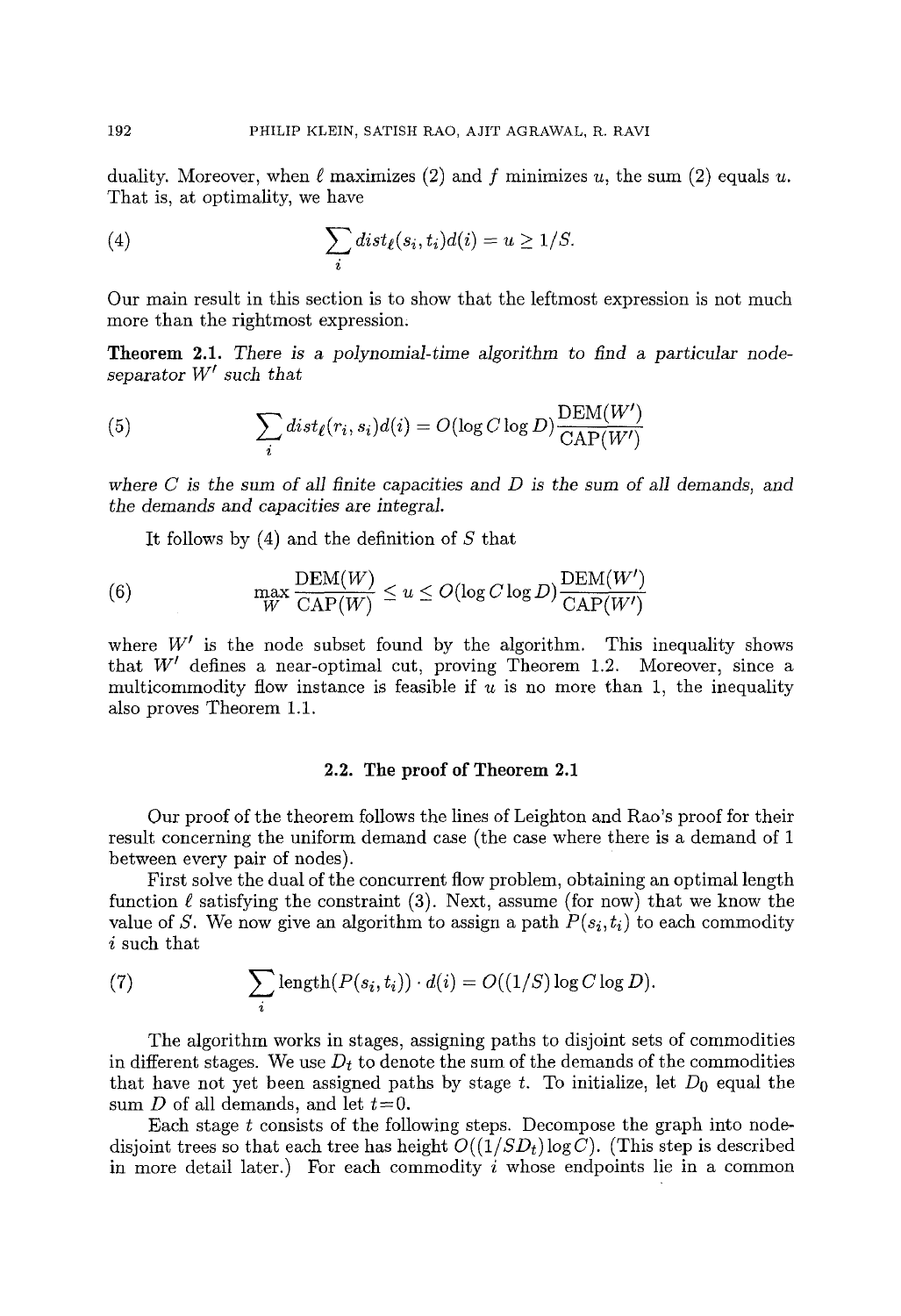duality. Moreover, when $\ell$ maximizes (2) and $f$ minimizes $u$, the sum (2) equals $u$. That is, at optimality, we have

$$\sum_i dist_\ell(s_i, t_i)d(i) = u \geq 1/S. \tag{4}$$

Our main result in this section is to show that the leftmost expression is not much more than the rightmost expression.

**Theorem 2.1.** *There is a polynomial-time algorithm to find a particular node-separator $W'$ such that*

$$\sum_i dist_\ell(r_i, s_i)d(i) = O(\log C \log D)\frac{\text{DEM}(W')}{\text{CAP}(W')} \tag{5}$$

*where $C$ is the sum of all finite capacities and $D$ is the sum of all demands, and the demands and capacities are integral.*

It follows by (4) and the definition of $S$ that

$$\max_W \frac{\text{DEM}(W)}{\text{CAP}(W)} \leq u \leq O(\log C \log D)\frac{\text{DEM}(W')}{\text{CAP}(W')} \tag{6}$$

where $W'$ is the node subset found by the algorithm. This inequality shows that $W'$ defines a near-optimal cut, proving Theorem 1.2. Moreover, since a multicommodity flow instance is feasible if $u$ is no more than 1, the inequality also proves Theorem 1.1.

### 2.2. The proof of Theorem 2.1

Our proof of the theorem follows the lines of Leighton and Rao's proof for their result concerning the uniform demand case (the case where there is a demand of 1 between every pair of nodes).

First solve the dual of the concurrent flow problem, obtaining an optimal length function $\ell$ satisfying the constraint (3). Next, assume (for now) that we know the value of $S$. We now give an algorithm to assign a path $P(s_i, t_i)$ to each commodity $i$ such that

$$\sum_i \text{length}(P(s_i, t_i)) \cdot d(i) = O((1/S)\log C \log D). \tag{7}$$

The algorithm works in stages, assigning paths to disjoint sets of commodities in different stages. We use $D_t$ to denote the sum of the demands of the commodities that have not yet been assigned paths by stage $t$. To initialize, let $D_0$ equal the sum $D$ of all demands, and let $t=0$.

Each stage $t$ consists of the following steps. Decompose the graph into node-disjoint trees so that each tree has height $O((1/SD_t)\log C)$. (This step is described in more detail later.) For each commodity $i$ whose endpoints lie in a common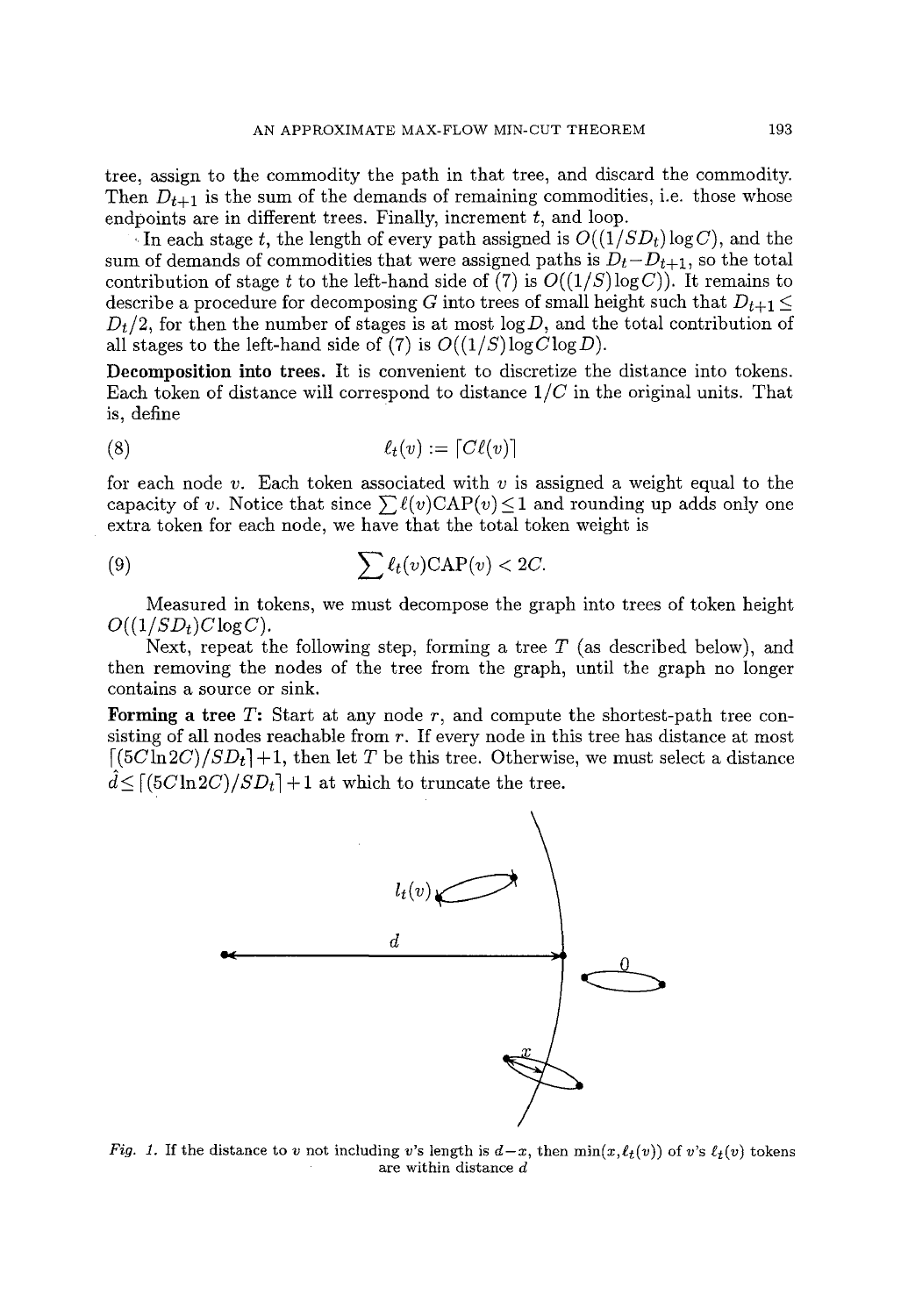tree, assign to the commodity the path in that tree, and discard the commodity. Then $D_{t+1}$ is the sum of the demands of remaining commodities, i.e. those whose endpoints are in different trees. Finally, increment $t$, and loop.

In each stage $t$, the length of every path assigned is $O((1/SD_t)\log C)$, and the sum of demands of commodities that were assigned paths is $D_t - D_{t+1}$, so the total contribution of stage $t$ to the left-hand side of (7) is $O((1/S)\log C))$. It remains to describe a procedure for decomposing $G$ into trees of small height such that $D_{t+1} \leq D_t/2$, for then the number of stages is at most $\log D$, and the total contribution of all stages to the left-hand side of (7) is $O((1/S)\log C \log D)$.

**Decomposition into trees.** It is convenient to discretize the distance into tokens. Each token of distance will correspond to distance $1/C$ in the original units. That is, define

$$\ell_t(v) := \lceil C\ell(v) \rceil \tag{8}$$

for each node $v$. Each token associated with $v$ is assigned a weight equal to the capacity of $v$. Notice that since $\sum \ell(v)\mathrm{CAP}(v) \leq 1$ and rounding up adds only one extra token for each node, we have that the total token weight is

$$\sum \ell_t(v)\mathrm{CAP}(v) < 2C. \tag{9}$$

Measured in tokens, we must decompose the graph into trees of token height $O((1/SD_t)C\log C)$.

Next, repeat the following step, forming a tree $T$ (as described below), and then removing the nodes of the tree from the graph, until the graph no longer contains a source or sink.

**Forming a tree $T$:** Start at any node $r$, and compute the shortest-path tree consisting of all nodes reachable from $r$. If every node in this tree has distance at most $\lceil (5C\ln 2C)/SD_t \rceil + 1$, then let $T$ be this tree. Otherwise, we must select a distance $\hat{d} \leq \lceil (5C\ln 2C)/SD_t \rceil + 1$ at which to truncate the tree.

*Fig. 1.* If the distance to $v$ not including $v$'s length is $d-x$, then $\min(x, \ell_t(v))$ of $v$'s $\ell_t(v)$ tokens are within distance $d$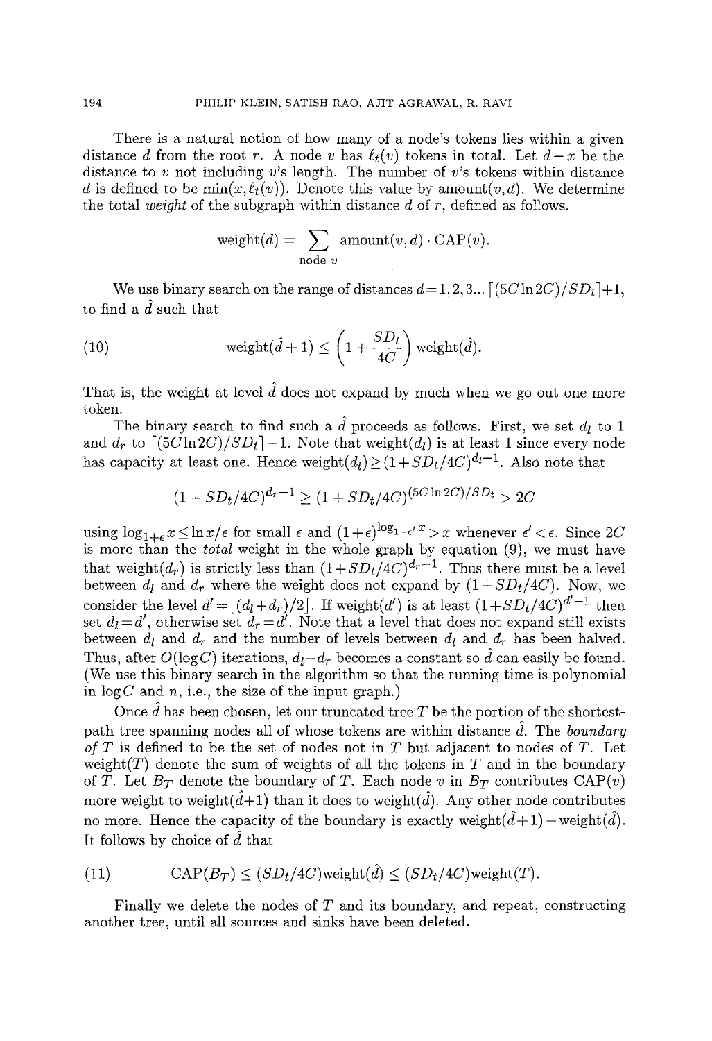There is a natural notion of how many of a node's tokens lies within a given distance $d$ from the root $r$. A node $v$ has $\ell_t(v)$ tokens in total. Let $d-x$ be the distance to $v$ not including $v$'s length. The number of $v$'s tokens within distance $d$ is defined to be $\min(x, \ell_t(v))$. Denote this value by $\text{amount}(v,d)$. We determine the total *weight* of the subgraph within distance $d$ of $r$, defined as follows.

$$\text{weight}(d) = \sum_{\text{node } v} \text{amount}(v,d) \cdot \text{CAP}(v).$$

We use binary search on the range of distances $d = 1, 2, 3 \ldots \lceil (5C \ln 2C)/SD_t \rceil + 1$, to find a $\hat{d}$ such that

$$\text{weight}(\hat{d}+1) \leq \left(1 + \frac{SD_t}{4C}\right) \text{weight}(\hat{d}). \tag{10}$$

That is, the weight at level $\hat{d}$ does not expand by much when we go out one more token.

The binary search to find such a $\hat{d}$ proceeds as follows. First, we set $d_l$ to 1 and $d_r$ to $\lceil (5C \ln 2C)/SD_t \rceil + 1$. Note that $\text{weight}(d_l)$ is at least 1 since every node has capacity at least one. Hence $\text{weight}(d_l) \geq (1 + SD_t/4C)^{d_l - 1}$. Also note that

$$(1 + SD_t/4C)^{d_r - 1} \geq (1 + SD_t/4C)^{(5C \ln 2C)/SD_t} > 2C$$

using $\log_{1+\epsilon} x \leq \ln x / \epsilon$ for small $\epsilon$ and $(1+\epsilon)^{\log_{1+\epsilon'} x} > x$ whenever $\epsilon' < \epsilon$. Since $2C$ is more than the *total* weight in the whole graph by equation (9), we must have that $\text{weight}(d_r)$ is strictly less than $(1 + SD_t/4C)^{d_r - 1}$. Thus there must be a level between $d_l$ and $d_r$ where the weight does not expand by $(1 + SD_t/4C)$. Now, we consider the level $d' = \lfloor (d_l + d_r)/2 \rfloor$. If $\text{weight}(d')$ is at least $(1 + SD_t/4C)^{d'-1}$ then set $d_l = d'$, otherwise set $d_r = d'$. Note that a level that does not expand still exists between $d_l$ and $d_r$ and the number of levels between $d_l$ and $d_r$ has been halved. Thus, after $O(\log C)$ iterations, $d_l - d_r$ becomes a constant so $\hat{d}$ can easily be found. (We use this binary search in the algorithm so that the running time is polynomial in $\log C$ and $n$, i.e., the size of the input graph.)

Once $\hat{d}$ has been chosen, let our truncated tree $T$ be the portion of the shortest-path tree spanning nodes all of whose tokens are within distance $\hat{d}$. The *boundary of $T$* is defined to be the set of nodes not in $T$ but adjacent to nodes of $T$. Let $\text{weight}(T)$ denote the sum of weights of all the tokens in $T$ and in the boundary of $T$. Let $B_T$ denote the boundary of $T$. Each node $v$ in $B_T$ contributes $\text{CAP}(v)$ more weight to $\text{weight}(\hat{d}+1)$ than it does to $\text{weight}(\hat{d})$. Any other node contributes no more. Hence the capacity of the boundary is exactly $\text{weight}(\hat{d}+1) - \text{weight}(\hat{d})$. It follows by choice of $\hat{d}$ that

$$\text{CAP}(B_T) \leq (SD_t/4C)\text{weight}(\hat{d}) \leq (SD_t/4C)\text{weight}(T). \tag{11}$$

Finally we delete the nodes of $T$ and its boundary, and repeat, constructing another tree, until all sources and sinks have been deleted.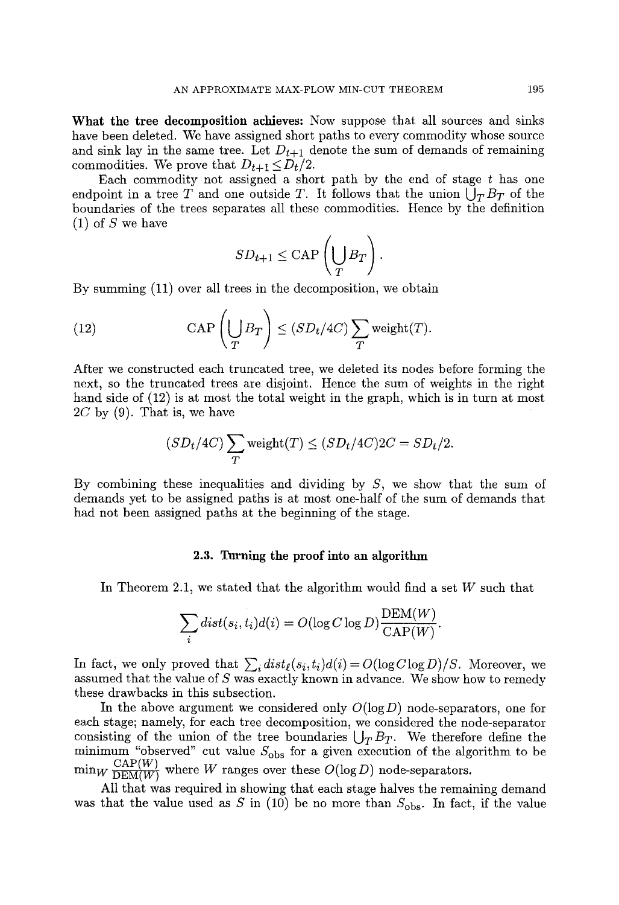**What the tree decomposition achieves:** Now suppose that all sources and sinks have been deleted. We have assigned short paths to every commodity whose source and sink lay in the same tree. Let $D_{t+1}$ denote the sum of demands of remaining commodities. We prove that $D_{t+1} \leq D_t/2$.

Each commodity not assigned a short path by the end of stage $t$ has one endpoint in a tree $T$ and one outside $T$. It follows that the union $\bigcup_T B_T$ of the boundaries of the trees separates all these commodities. Hence by the definition (1) of $S$ we have

$$SD_{t+1} \leq \text{CAP}\left(\bigcup_T B_T\right).$$

By summing (11) over all trees in the decomposition, we obtain

$$\text{CAP}\left(\bigcup_T B_T\right) \leq (SD_t/4C)\sum_T \text{weight}(T). \tag{12}$$

After we constructed each truncated tree, we deleted its nodes before forming the next, so the truncated trees are disjoint. Hence the sum of weights in the right hand side of (12) is at most the total weight in the graph, which is in turn at most $2C$ by (9). That is, we have

$$(SD_t/4C)\sum_T \text{weight}(T) \leq (SD_t/4C)2C = SD_t/2.$$

By combining these inequalities and dividing by $S$, we show that the sum of demands yet to be assigned paths is at most one-half of the sum of demands that had not been assigned paths at the beginning of the stage.

### 2.3. Turning the proof into an algorithm

In Theorem 2.1, we stated that the algorithm would find a set $W$ such that

$$\sum_i \mathit{dist}(s_i, t_i)d(i) = O(\log C \log D)\frac{\text{DEM}(W)}{\text{CAP}(W)}.$$

In fact, we only proved that $\sum_i \mathit{dist}_\ell(s_i, t_i)d(i) = O(\log C \log D)/S$. Moreover, we assumed that the value of $S$ was exactly known in advance. We show how to remedy these drawbacks in this subsection.

In the above argument we considered only $O(\log D)$ node-separators, one for each stage; namely, for each tree decomposition, we considered the node-separator consisting of the union of the tree boundaries $\bigcup_T B_T$. We therefore define the minimum "observed" cut value $S_{\text{obs}}$ for a given execution of the algorithm to be $\min_W \frac{\text{CAP}(W)}{\text{DEM}(W)}$ where $W$ ranges over these $O(\log D)$ node-separators.

All that was required in showing that each stage halves the remaining demand was that the value used as $S$ in (10) be no more than $S_{\text{obs}}$. In fact, if the value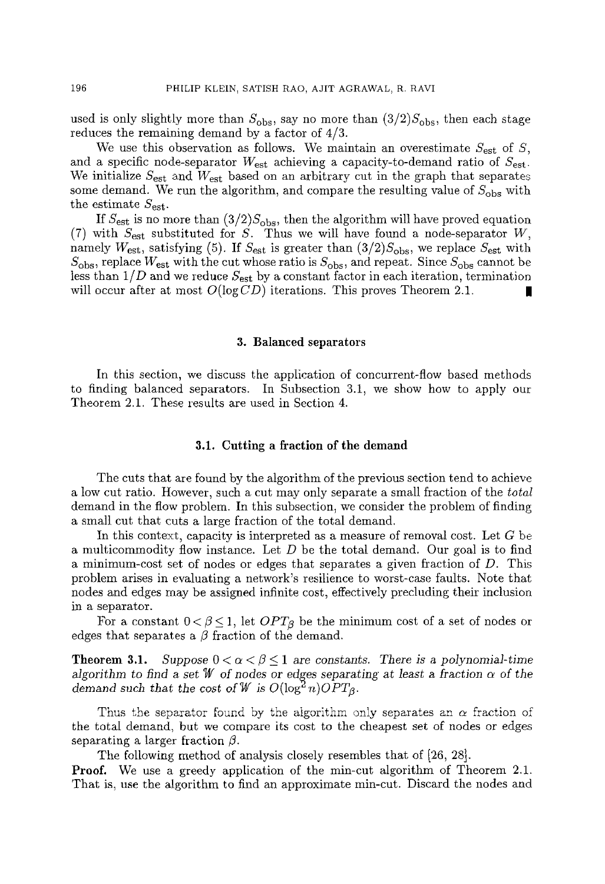used is only slightly more than $S_{obs}$, say no more than $(3/2)S_{obs}$, then each stage reduces the remaining demand by a factor of 4/3.

We use this observation as follows. We maintain an overestimate $S_{est}$ of $S$, and a specific node-separator $W_{est}$ achieving a capacity-to-demand ratio of $S_{est}$. We initialize $S_{est}$ and $W_{est}$ based on an arbitrary cut in the graph that separates some demand. We run the algorithm, and compare the resulting value of $S_{obs}$ with the estimate $S_{est}$.

If $S_{est}$ is no more than $(3/2)S_{obs}$, then the algorithm will have proved equation (7) with $S_{est}$ substituted for $S$. Thus we will have found a node-separator $W$, namely $W_{est}$, satisfying (5). If $S_{est}$ is greater than $(3/2)S_{obs}$, we replace $S_{est}$ with $S_{obs}$, replace $W_{est}$ with the cut whose ratio is $S_{obs}$, and repeat. Since $S_{obs}$ cannot be less than $1/D$ and we reduce $S_{est}$ by a constant factor in each iteration, termination will occur after at most $O(\log CD)$ iterations. This proves Theorem 2.1. ∎

## 3. Balanced separators

In this section, we discuss the application of concurrent-flow based methods to finding balanced separators. In Subsection 3.1, we show how to apply our Theorem 2.1. These results are used in Section 4.

### 3.1. Cutting a fraction of the demand

The cuts that are found by the algorithm of the previous section tend to achieve a low cut ratio. However, such a cut may only separate a small fraction of the *total* demand in the flow problem. In this subsection, we consider the problem of finding a small cut that cuts a large fraction of the total demand.

In this context, capacity is interpreted as a measure of removal cost. Let $G$ be a multicommodity flow instance. Let $D$ be the total demand. Our goal is to find a minimum-cost set of nodes or edges that separates a given fraction of $D$. This problem arises in evaluating a network's resilience to worst-case faults. Note that nodes and edges may be assigned infinite cost, effectively precluding their inclusion in a separator.

For a constant $0 < \beta \leq 1$, let $OPT_\beta$ be the minimum cost of a set of nodes or edges that separates a $\beta$ fraction of the demand.

**Theorem 3.1.** *Suppose $0 < \alpha < \beta \leq 1$ are constants. There is a polynomial-time algorithm to find a set $\mathcal{W}$ of nodes or edges separating at least a fraction $\alpha$ of the demand such that the cost of $\mathcal{W}$ is $O(\log^2 n)OPT_\beta$.*

Thus the separator found by the algorithm only separates an $\alpha$ fraction of the total demand, but we compare its cost to the cheapest set of nodes or edges separating a larger fraction $\beta$.

The following method of analysis closely resembles that of [26, 28].

**Proof.** We use a greedy application of the min-cut algorithm of Theorem 2.1. That is, use the algorithm to find an approximate min-cut. Discard the nodes and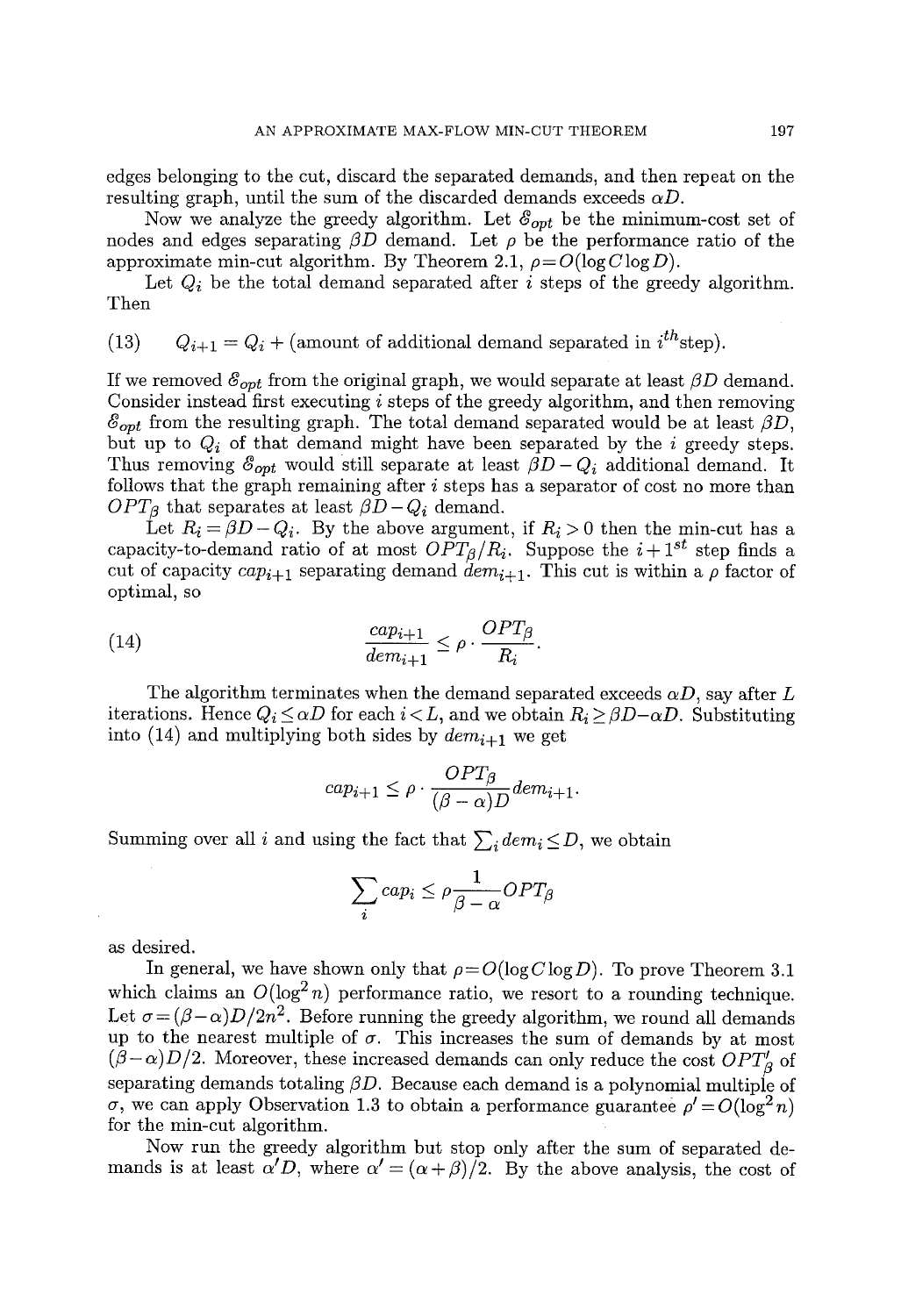edges belonging to the cut, discard the separated demands, and then repeat on the resulting graph, until the sum of the discarded demands exceeds $\alpha D$.

Now we analyze the greedy algorithm. Let $\mathcal{E}_{opt}$ be the minimum-cost set of nodes and edges separating $\beta D$ demand. Let $\rho$ be the performance ratio of the approximate min-cut algorithm. By Theorem 2.1, $\rho = O(\log C \log D)$.

Let $Q_i$ be the total demand separated after $i$ steps of the greedy algorithm. Then

$$Q_{i+1} = Q_i + (\text{amount of additional demand separated in } i^{th} \text{step}). \tag{13}$$

If we removed $\mathcal{E}_{opt}$ from the original graph, we would separate at least $\beta D$ demand. Consider instead first executing $i$ steps of the greedy algorithm, and then removing $\mathcal{E}_{opt}$ from the resulting graph. The total demand separated would be at least $\beta D$, but up to $Q_i$ of that demand might have been separated by the $i$ greedy steps. Thus removing $\mathcal{E}_{opt}$ would still separate at least $\beta D - Q_i$ additional demand. It follows that the graph remaining after $i$ steps has a separator of cost no more than $OPT_\beta$ that separates at least $\beta D - Q_i$ demand.

Let $R_i = \beta D - Q_i$. By the above argument, if $R_i > 0$ then the min-cut has a capacity-to-demand ratio of at most $OPT_\beta / R_i$. Suppose the $i+1^{st}$ step finds a cut of capacity $cap_{i+1}$ separating demand $dem_{i+1}$. This cut is within a $\rho$ factor of optimal, so

$$\frac{cap_{i+1}}{dem_{i+1}} \leq \rho \cdot \frac{OPT_\beta}{R_i}. \tag{14}$$

The algorithm terminates when the demand separated exceeds $\alpha D$, say after $L$ iterations. Hence $Q_i \leq \alpha D$ for each $i < L$, and we obtain $R_i \geq \beta D - \alpha D$. Substituting into (14) and multiplying both sides by $dem_{i+1}$ we get

$$cap_{i+1} \leq \rho \cdot \frac{OPT_\beta}{(\beta - \alpha)D} dem_{i+1}.$$

Summing over all $i$ and using the fact that $\sum_i dem_i \leq D$, we obtain

$$\sum_i cap_i \leq \rho \frac{1}{\beta - \alpha} OPT_\beta$$

as desired.

In general, we have shown only that $\rho = O(\log C \log D)$. To prove Theorem 3.1 which claims an $O(\log^2 n)$ performance ratio, we resort to a rounding technique. Let $\sigma = (\beta - \alpha)D/2n^2$. Before running the greedy algorithm, we round all demands up to the nearest multiple of $\sigma$. This increases the sum of demands by at most $(\beta - \alpha)D/2$. Moreover, these increased demands can only reduce the cost $OPT'_\beta$ of separating demands totaling $\beta D$. Because each demand is a polynomial multiple of $\sigma$, we can apply Observation 1.3 to obtain a performance guarantee $\rho' = O(\log^2 n)$ for the min-cut algorithm.

Now run the greedy algorithm but stop only after the sum of separated demands is at least $\alpha' D$, where $\alpha' = (\alpha + \beta)/2$. By the above analysis, the cost of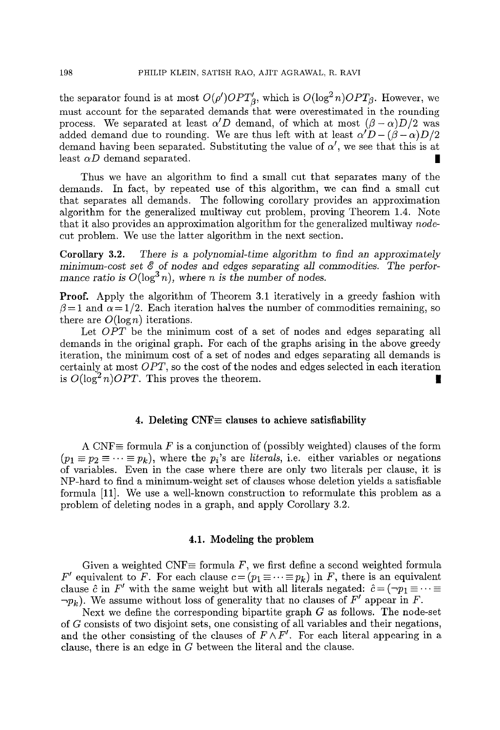the separator found is at most $O(\rho')OPT'_\beta$, which is $O(\log^2 n)OPT_\beta$. However, we must account for the separated demands that were overestimated in the rounding process. We separated at least $\alpha' D$ demand, of which at most $(\beta - \alpha)D/2$ was added demand due to rounding. We are thus left with at least $\alpha' D - (\beta - \alpha)D/2$ demand having been separated. Substituting the value of $\alpha'$, we see that this is at least $\alpha D$ demand separated. ∎

Thus we have an algorithm to find a small cut that separates many of the demands. In fact, by repeated use of this algorithm, we can find a small cut that separates all demands. The following corollary provides an approximation algorithm for the generalized multiway cut problem, proving Theorem 1.4. Note that it also provides an approximation algorithm for the generalized multiway *node*-cut problem. We use the latter algorithm in the next section.

**Corollary 3.2.** *There is a polynomial-time algorithm to find an approximately minimum-cost set $\mathcal{E}$ of nodes and edges separating all commodities. The performance ratio is $O(\log^3 n)$, where $n$ is the number of nodes.*

**Proof.** Apply the algorithm of Theorem 3.1 iteratively in a greedy fashion with $\beta = 1$ and $\alpha = 1/2$. Each iteration halves the number of commodities remaining, so there are $O(\log n)$ iterations.

Let $OPT$ be the minimum cost of a set of nodes and edges separating all demands in the original graph. For each of the graphs arising in the above greedy iteration, the minimum cost of a set of nodes and edges separating all demands is certainly at most $OPT$, so the cost of the nodes and edges selected in each iteration is $O(\log^2 n)OPT$. This proves the theorem. ∎

## 4. Deleting CNF≡ clauses to achieve satisfiability

A CNF≡ formula $F$ is a conjunction of (possibly weighted) clauses of the form $(p_1 \equiv p_2 \equiv \cdots \equiv p_k)$, where the $p_i$'s are *literals*, i.e. either variables or negations of variables. Even in the case where there are only two literals per clause, it is NP-hard to find a minimum-weight set of clauses whose deletion yields a satisfiable formula [11]. We use a well-known construction to reformulate this problem as a problem of deleting nodes in a graph, and apply Corollary 3.2.

### 4.1. Modeling the problem

Given a weighted CNF≡ formula $F$, we first define a second weighted formula $F'$ equivalent to $F$. For each clause $c = (p_1 \equiv \cdots \equiv p_k)$ in $F$, there is an equivalent clause $\hat{c}$ in $F'$ with the same weight but with all literals negated: $\hat{c} = (\neg p_1 \equiv \cdots \equiv \neg p_k)$. We assume without loss of generality that no clauses of $F'$ appear in $F$.

Next we define the corresponding bipartite graph $G$ as follows. The node-set of $G$ consists of two disjoint sets, one consisting of all variables and their negations, and the other consisting of the clauses of $F \wedge F'$. For each literal appearing in a clause, there is an edge in $G$ between the literal and the clause.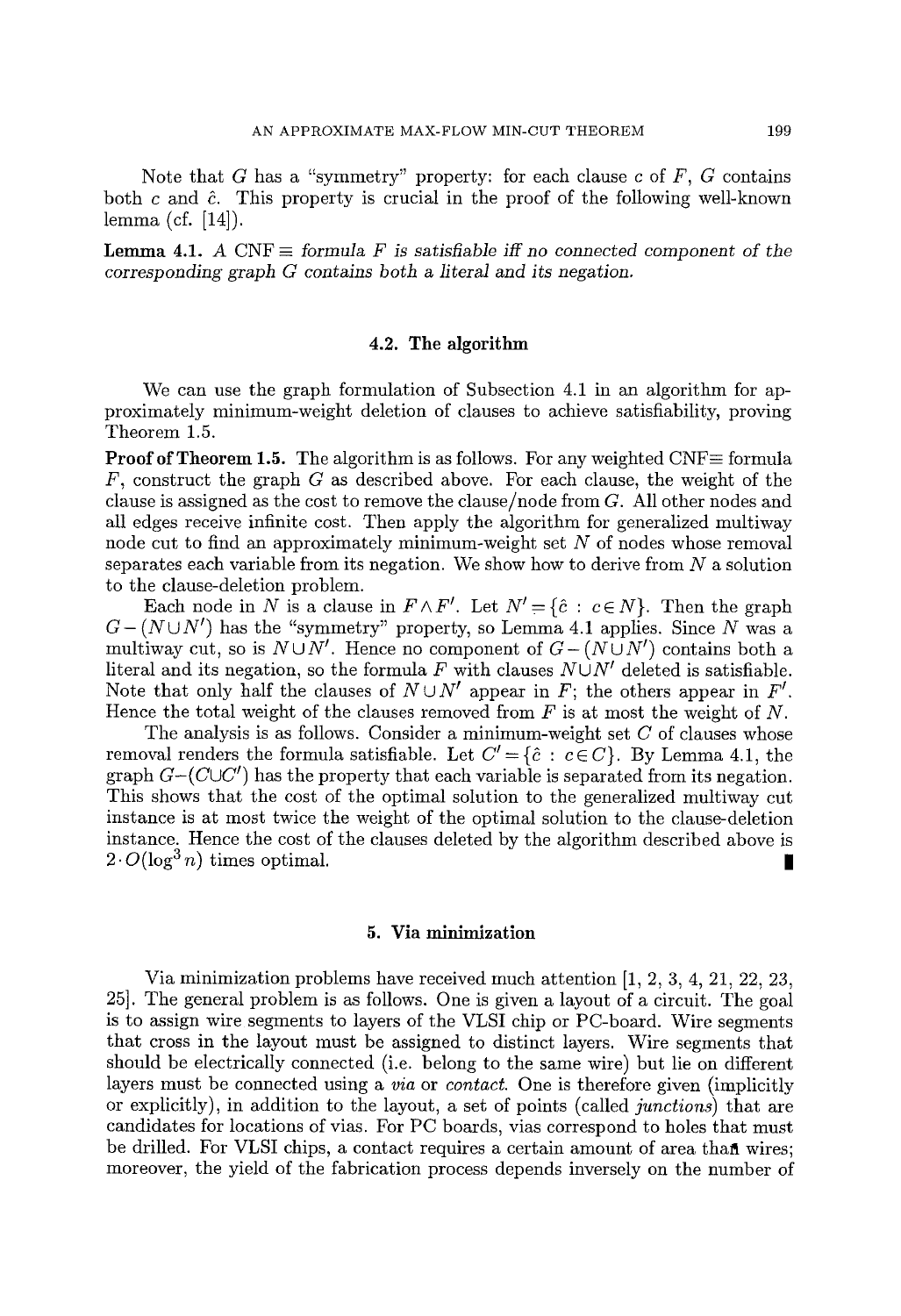Note that $G$ has a "symmetry" property: for each clause $c$ of $F$, $G$ contains both $c$ and $\hat{c}$. This property is crucial in the proof of the following well-known lemma (cf. [14]).

**Lemma 4.1.** *A* CNF$\equiv$ *formula* $F$ *is satisfiable iff no connected component of the corresponding graph* $G$ *contains both a literal and its negation.*

### 4.2. The algorithm

We can use the graph formulation of Subsection 4.1 in an algorithm for approximately minimum-weight deletion of clauses to achieve satisfiability, proving Theorem 1.5.

**Proof of Theorem 1.5.** The algorithm is as follows. For any weighted CNF$\equiv$ formula $F$, construct the graph $G$ as described above. For each clause, the weight of the clause is assigned as the cost to remove the clause/node from $G$. All other nodes and all edges receive infinite cost. Then apply the algorithm for generalized multiway node cut to find an approximately minimum-weight set $N$ of nodes whose removal separates each variable from its negation. We show how to derive from $N$ a solution to the clause-deletion problem.

Each node in $N$ is a clause in $F \wedge F'$. Let $N' = \{\hat{c} : c \in N\}$. Then the graph $G-(N \cup N')$ has the "symmetry" property, so Lemma 4.1 applies. Since $N$ was a multiway cut, so is $N \cup N'$. Hence no component of $G-(N \cup N')$ contains both a literal and its negation, so the formula $F$ with clauses $N \cup N'$ deleted is satisfiable. Note that only half the clauses of $N \cup N'$ appear in $F$; the others appear in $F'$. Hence the total weight of the clauses removed from $F$ is at most the weight of $N$.

The analysis is as follows. Consider a minimum-weight set $C$ of clauses whose removal renders the formula satisfiable. Let $C' = \{\hat{c} : c \in C\}$. By Lemma 4.1, the graph $G-(C \cup C')$ has the property that each variable is separated from its negation. This shows that the cost of the optimal solution to the generalized multiway cut instance is at most twice the weight of the optimal solution to the clause-deletion instance. Hence the cost of the clauses deleted by the algorithm described above is $2 \cdot O(\log^3 n)$ times optimal. ∎

## 5. Via minimization

Via minimization problems have received much attention [1, 2, 3, 4, 21, 22, 23, 25]. The general problem is as follows. One is given a layout of a circuit. The goal is to assign wire segments to layers of the VLSI chip or PC-board. Wire segments that cross in the layout must be assigned to distinct layers. Wire segments that should be electrically connected (i.e. belong to the same wire) but lie on different layers must be connected using a *via* or *contact*. One is therefore given (implicitly or explicitly), in addition to the layout, a set of points (called *junctions*) that are candidates for locations of vias. For PC boards, vias correspond to holes that must be drilled. For VLSI chips, a contact requires a certain amount of area than wires; moreover, the yield of the fabrication process depends inversely on the number of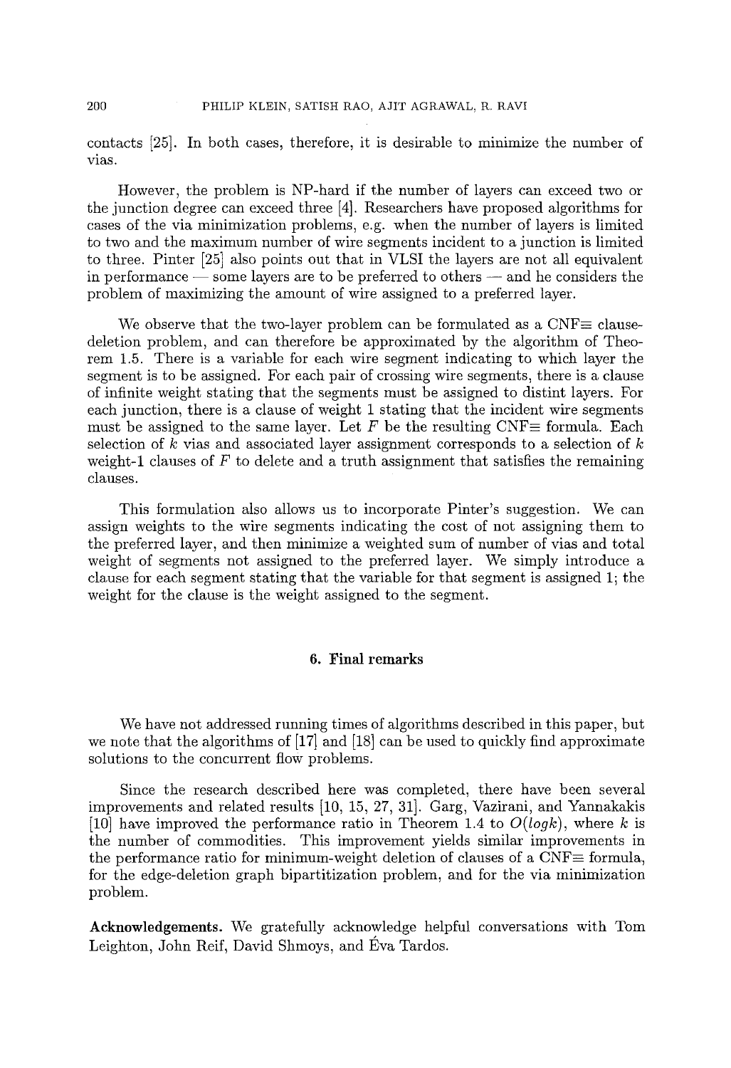contacts [25]. In both cases, therefore, it is desirable to minimize the number of vias.

However, the problem is NP-hard if the number of layers can exceed two or the junction degree can exceed three [4]. Researchers have proposed algorithms for cases of the via minimization problems, e.g. when the number of layers is limited to two and the maximum number of wire segments incident to a junction is limited to three. Pinter [25] also points out that in VLSI the layers are not all equivalent in performance — some layers are to be preferred to others — and he considers the problem of maximizing the amount of wire assigned to a preferred layer.

We observe that the two-layer problem can be formulated as a CNF≡ clause-deletion problem, and can therefore be approximated by the algorithm of Theorem 1.5. There is a variable for each wire segment indicating to which layer the segment is to be assigned. For each pair of crossing wire segments, there is a clause of infinite weight stating that the segments must be assigned to distint layers. For each junction, there is a clause of weight 1 stating that the incident wire segments must be assigned to the same layer. Let $F$ be the resulting CNF≡ formula. Each selection of $k$ vias and associated layer assignment corresponds to a selection of $k$ weight-1 clauses of $F$ to delete and a truth assignment that satisfies the remaining clauses.

This formulation also allows us to incorporate Pinter's suggestion. We can assign weights to the wire segments indicating the cost of not assigning them to the preferred layer, and then minimize a weighted sum of number of vias and total weight of segments not assigned to the preferred layer. We simply introduce a clause for each segment stating that the variable for that segment is assigned 1; the weight for the clause is the weight assigned to the segment.

## 6. Final remarks

We have not addressed running times of algorithms described in this paper, but we note that the algorithms of [17] and [18] can be used to quickly find approximate solutions to the concurrent flow problems.

Since the research described here was completed, there have been several improvements and related results [10, 15, 27, 31]. Garg, Vazirani, and Yannakakis [10] have improved the performance ratio in Theorem 1.4 to $O(log k)$, where $k$ is the number of commodities. This improvement yields similar improvements in the performance ratio for minimum-weight deletion of clauses of a CNF≡ formula, for the edge-deletion graph bipartitization problem, and for the via minimization problem.

**Acknowledgements.** We gratefully acknowledge helpful conversations with Tom Leighton, John Reif, David Shmoys, and Éva Tardos.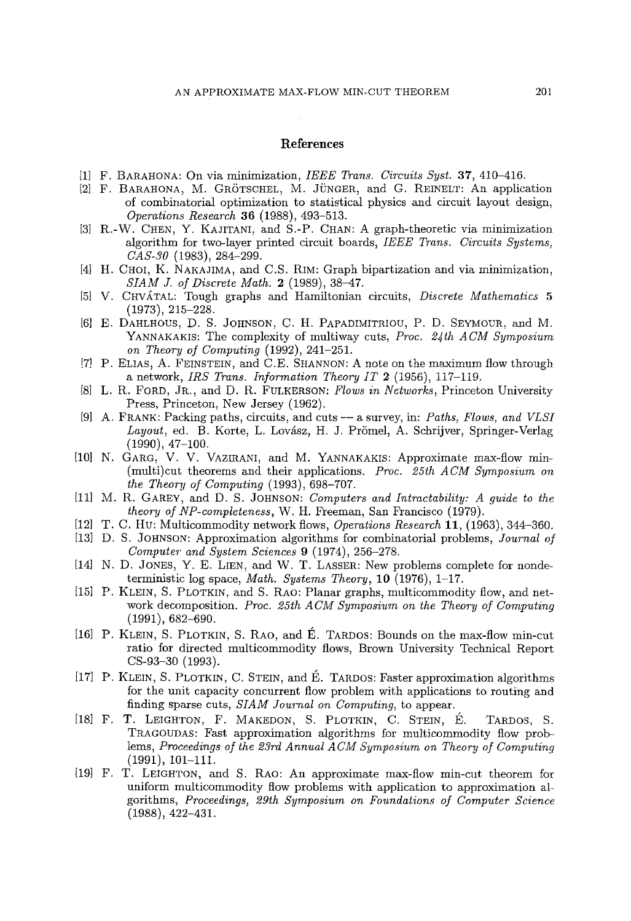## References

[1] F. Barahona: On via minimization, *IEEE Trans. Circuits Syst.* **37**, 410–416.

[2] F. Barahona, M. Grötschel, M. Jünger, and G. Reinelt: An application of combinatorial optimization to statistical physics and circuit layout design, *Operations Research* **36** (1988), 493–513.

[3] R.-W. Chen, Y. Kajitani, and S.-P. Chan: A graph-theoretic via minimization algorithm for two-layer printed circuit boards, *IEEE Trans. Circuits Systems, CAS-30* (1983), 284–299.

[4] H. Choi, K. Nakajima, and C.S. Rim: Graph bipartization and via minimization, *SIAM J. of Discrete Math.* **2** (1989), 38–47.

[5] V. Chvátal: Tough graphs and Hamiltonian circuits, *Discrete Mathematics* **5** (1973), 215–228.

[6] E. Dahlhous, D. S. Johnson, C. H. Papadimitriou, P. D. Seymour, and M. Yannakakis: The complexity of multiway cuts, *Proc. 24th ACM Symposium on Theory of Computing* (1992), 241–251.

[7] P. Elias, A. Feinstein, and C.E. Shannon: A note on the maximum flow through a network, *IRS Trans. Information Theory IT* **2** (1956), 117–119.

[8] L. R. Ford, Jr., and D. R. Fulkerson: *Flows in Networks*, Princeton University Press, Princeton, New Jersey (1962).

[9] A. Frank: Packing paths, circuits, and cuts — a survey, in: *Paths, Flows, and VLSI Layout*, ed. B. Korte, L. Lovász, H. J. Prömel, A. Schrijver, Springer-Verlag (1990), 47–100.

[10] N. Garg, V. V. Vazirani, and M. Yannakakis: Approximate max-flow min-(multi)cut theorems and their applications. *Proc. 25th ACM Symposium on the Theory of Computing* (1993), 698–707.

[11] M. R. Garey, and D. S. Johnson: *Computers and Intractability: A guide to the theory of NP-completeness*, W. H. Freeman, San Francisco (1979).

[12] T. C. Hu: Multicommodity network flows, *Operations Research* **11**, (1963), 344–360.

[13] D. S. Johnson: Approximation algorithms for combinatorial problems, *Journal of Computer and System Sciences* **9** (1974), 256–278.

[14] N. D. Jones, Y. E. Lien, and W. T. Lasser: New problems complete for nondeterministic log space, *Math. Systems Theory*, **10** (1976), 1–17.

[15] P. Klein, S. Plotkin, and S. Rao: Planar graphs, multicommodity flow, and network decomposition. *Proc. 25th ACM Symposium on the Theory of Computing* (1991), 682–690.

[16] P. Klein, S. Plotkin, S. Rao, and É. Tardos: Bounds on the max-flow min-cut ratio for directed multicommodity flows, Brown University Technical Report CS-93-30 (1993).

[17] P. Klein, S. Plotkin, C. Stein, and É. Tardos: Faster approximation algorithms for the unit capacity concurrent flow problem with applications to routing and finding sparse cuts, *SIAM Journal on Computing*, to appear.

[18] F. T. Leighton, F. Makedon, S. Plotkin, C. Stein, É. Tardos, S. Tragoudas: Fast approximation algorithms for multicommodity flow problems, *Proceedings of the 23rd Annual ACM Symposium on Theory of Computing* (1991), 101–111.

[19] F. T. Leighton, and S. Rao: An approximate max-flow min-cut theorem for uniform multicommodity flow problems with application to approximation algorithms, *Proceedings, 29th Symposium on Foundations of Computer Science* (1988), 422–431.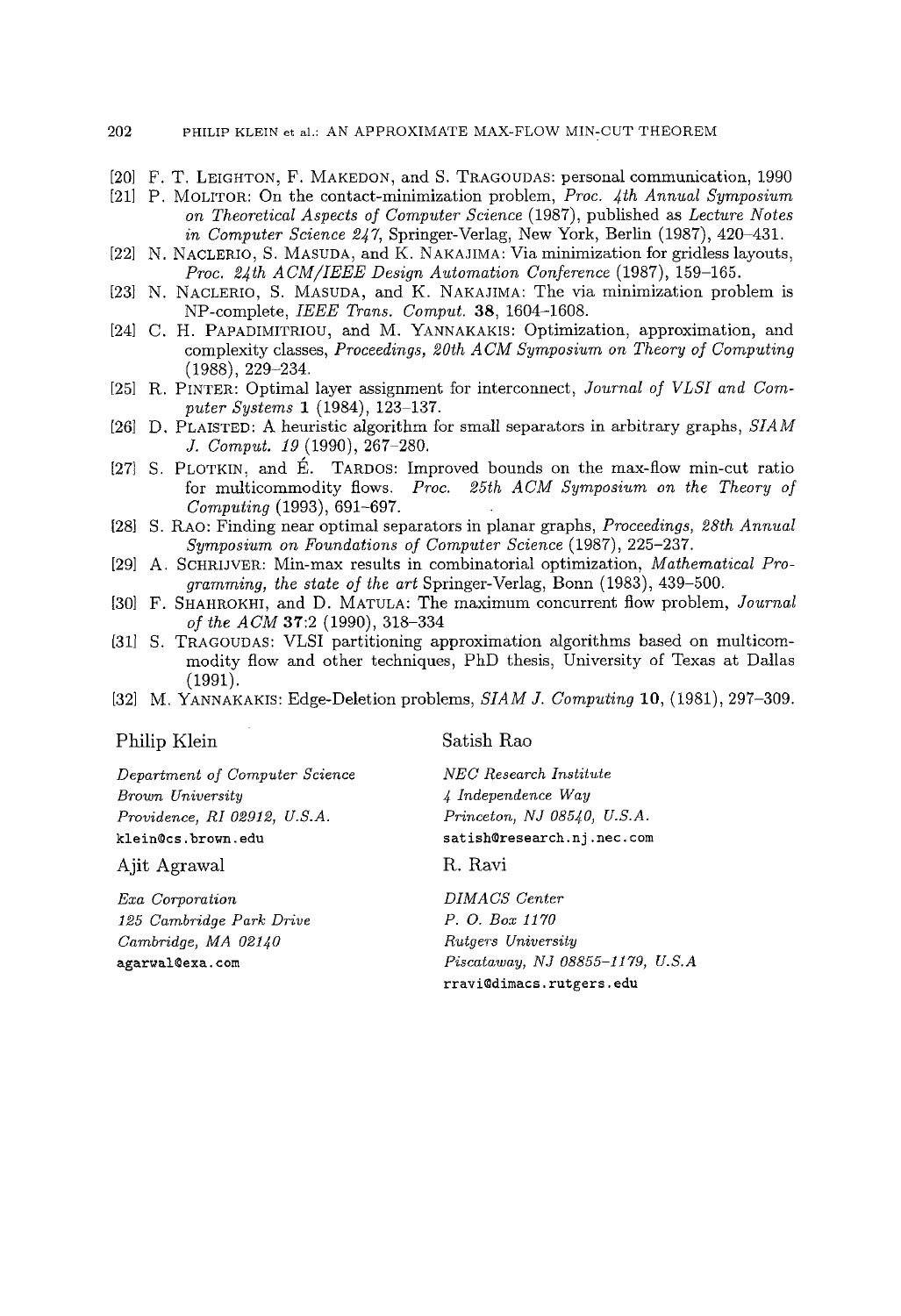[20] F. T. Leighton, F. Makedon, and S. Tragoudas: personal communication, 1990

[21] P. Molitor: On the contact-minimization problem, *Proc. 4th Annual Symposium on Theoretical Aspects of Computer Science* (1987), published as *Lecture Notes in Computer Science 247*, Springer-Verlag, New York, Berlin (1987), 420–431.

[22] N. Naclerio, S. Masuda, and K. Nakajima: Via minimization for gridless layouts, *Proc. 24th ACM/IEEE Design Automation Conference* (1987), 159–165.

[23] N. Naclerio, S. Masuda, and K. Nakajima: The via minimization problem is NP-complete, *IEEE Trans. Comput.* **38**, 1604–1608.

[24] C. H. Papadimitriou, and M. Yannakakis: Optimization, approximation, and complexity classes, *Proceedings, 20th ACM Symposium on Theory of Computing* (1988), 229–234.

[25] R. Pinter: Optimal layer assignment for interconnect, *Journal of VLSI and Computer Systems* **1** (1984), 123–137.

[26] D. Plaisted: A heuristic algorithm for small separators in arbitrary graphs, *SIAM J. Comput. 19* (1990), 267–280.

[27] S. Plotkin, and É. Tardos: Improved bounds on the max-flow min-cut ratio for multicommodity flows. *Proc. 25th ACM Symposium on the Theory of Computing* (1993), 691–697.

[28] S. Rao: Finding near optimal separators in planar graphs, *Proceedings, 28th Annual Symposium on Foundations of Computer Science* (1987), 225–237.

[29] A. Schrijver: Min-max results in combinatorial optimization, *Mathematical Programming, the state of the art* Springer-Verlag, Bonn (1983), 439–500.

[30] F. Shahrokhi, and D. Matula: The maximum concurrent flow problem, *Journal of the ACM* **37**:2 (1990), 318–334

[31] S. Tragoudas: VLSI partitioning approximation algorithms based on multicommodity flow and other techniques, PhD thesis, University of Texas at Dallas (1991).

[32] M. Yannakakis: Edge-Deletion problems, *SIAM J. Computing* **10**, (1981), 297–309.

Philip Klein

*Department of Computer Science*
*Brown University*
*Providence, RI 02912, U.S.A.*
`klein@cs.brown.edu`

Satish Rao

*NEC Research Institute*
*4 Independence Way*
*Princeton, NJ 08540, U.S.A.*
`satish@research.nj.nec.com`

Ajit Agrawal

*Exa Corporation*
*125 Cambridge Park Drive*
*Cambridge, MA 02140*
`agarwal@exa.com`

R. Ravi

*DIMACS Center*
*P. O. Box 1170*
*Rutgers University*
*Piscataway, NJ 08855-1179, U.S.A*
`rravi@dimacs.rutgers.edu`